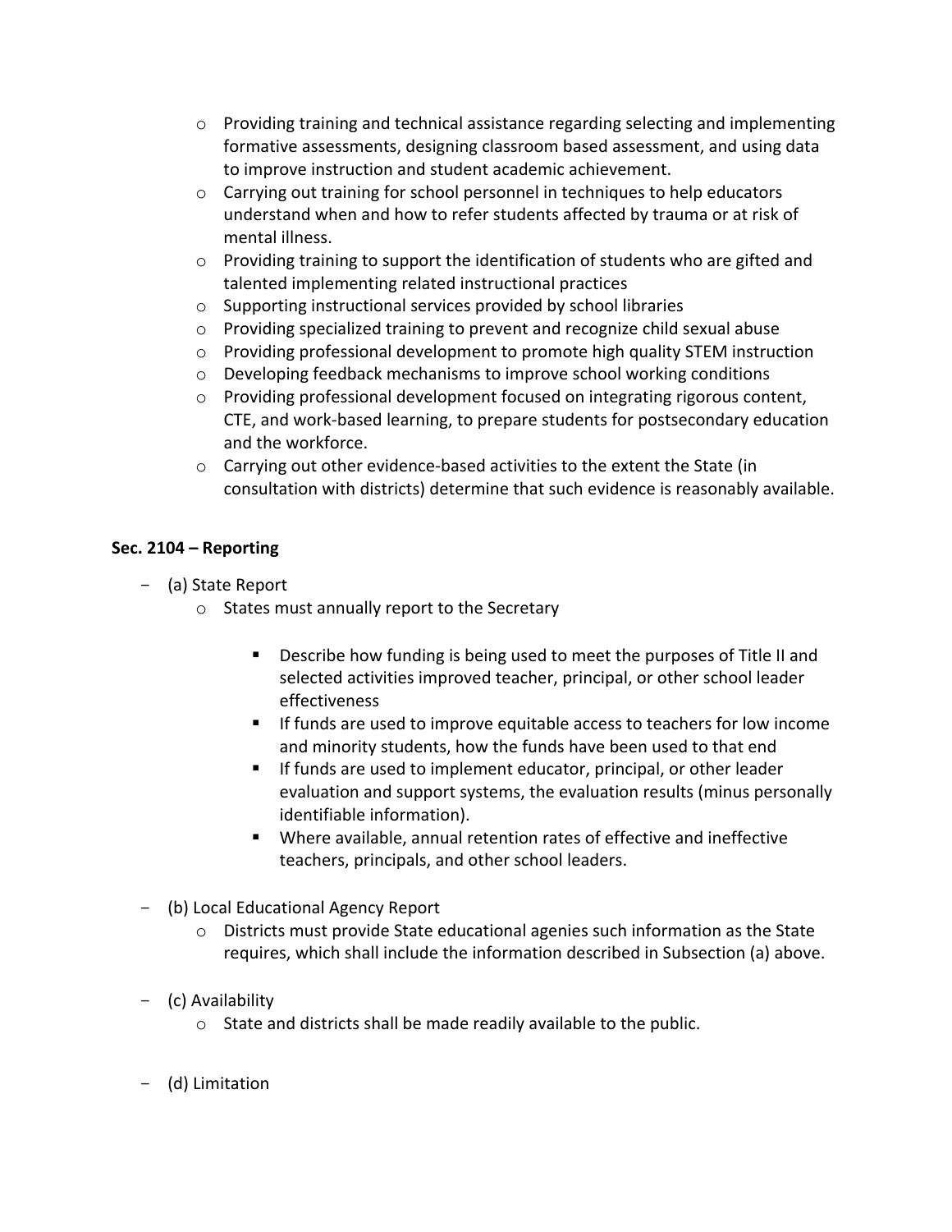- Providing training and technical assistance regarding selecting and implementing formative assessments, designing classroom based assessment, and using data to improve instruction and student academic achievement.
- Carrying out training for school personnel in techniques to help educators understand when and how to refer students affected by trauma or at risk of mental illness.
- Providing training to support the identification of students who are gifted and talented implementing related instructional practices
- Supporting instructional services provided by school libraries
- Providing specialized training to prevent and recognize child sexual abuse
- Providing professional development to promote high quality STEM instruction
- Developing feedback mechanisms to improve school working conditions
- Providing professional development focused on integrating rigorous content, CTE, and work-based learning, to prepare students for postsecondary education and the workforce.
- Carrying out other evidence-based activities to the extent the State (in consultation with districts) determine that such evidence is reasonably available.

**Sec. 2104 – Reporting**

- (a) State Report
  - States must annually report to the Secretary
    - Describe how funding is being used to meet the purposes of Title II and selected activities improved teacher, principal, or other school leader effectiveness
    - If funds are used to improve equitable access to teachers for low income and minority students, how the funds have been used to that end
    - If funds are used to implement educator, principal, or other leader evaluation and support systems, the evaluation results (minus personally identifiable information).
    - Where available, annual retention rates of effective and ineffective teachers, principals, and other school leaders.
- (b) Local Educational Agency Report
  - Districts must provide State educational agenies such information as the State requires, which shall include the information described in Subsection (a) above.
- (c) Availability
  - State and districts shall be made readily available to the public.
- (d) Limitation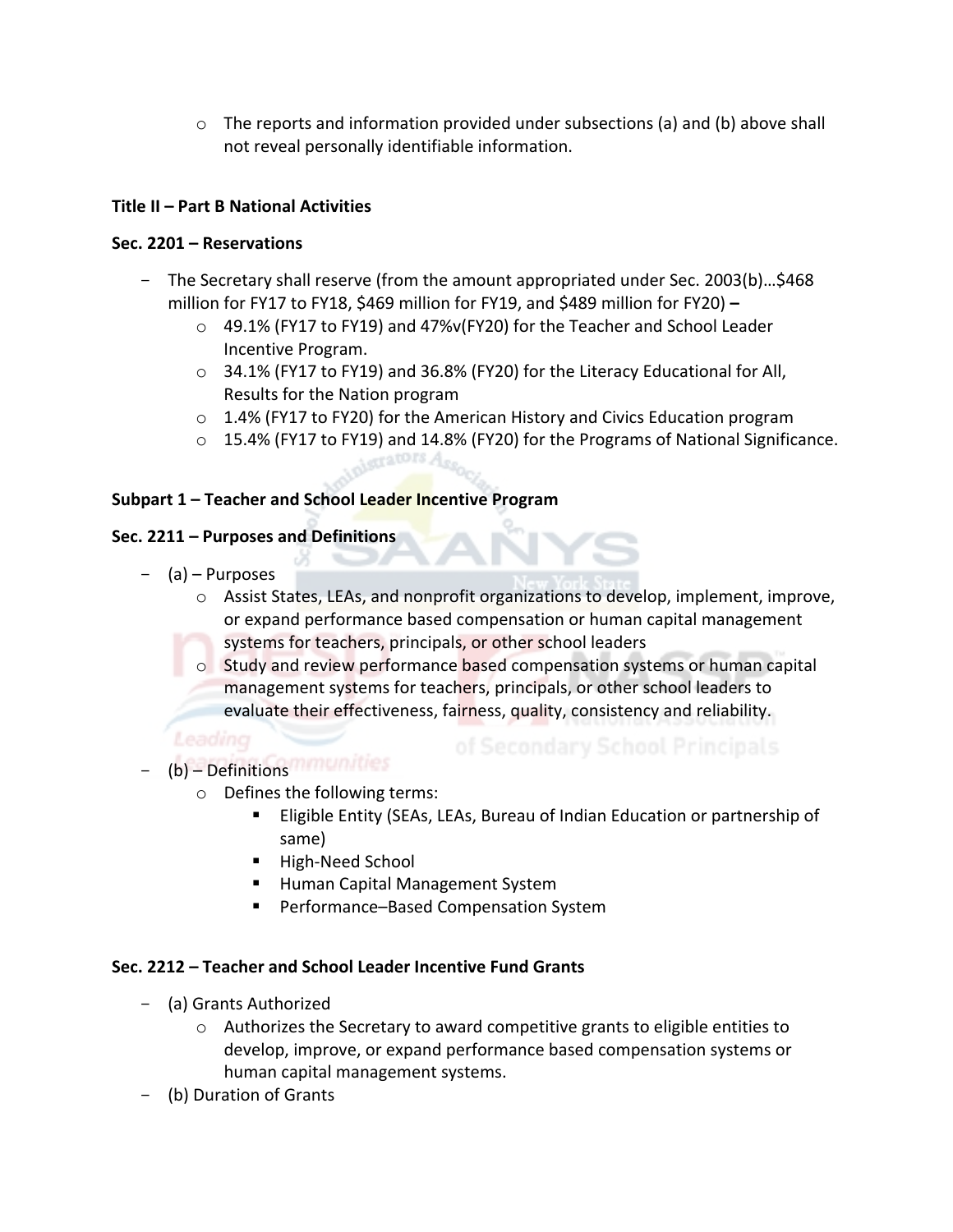- The reports and information provided under subsections (a) and (b) above shall not reveal personally identifiable information.

**Title II – Part B National Activities**

**Sec. 2201 – Reservations**

- The Secretary shall reserve (from the amount appropriated under Sec. 2003(b)…$468 million for FY17 to FY18, $469 million for FY19, and $489 million for FY20) **–**
  - 49.1% (FY17 to FY19) and 47%v(FY20) for the Teacher and School Leader Incentive Program.
  - 34.1% (FY17 to FY19) and 36.8% (FY20) for the Literacy Educational for All, Results for the Nation program
  - 1.4% (FY17 to FY20) for the American History and Civics Education program
  - 15.4% (FY17 to FY19) and 14.8% (FY20) for the Programs of National Significance.

**Subpart 1 – Teacher and School Leader Incentive Program**

**Sec. 2211 – Purposes and Definitions**

- (a) – Purposes
  - Assist States, LEAs, and nonprofit organizations to develop, implement, improve, or expand performance based compensation or human capital management systems for teachers, principals, or other school leaders
  - Study and review performance based compensation systems or human capital management systems for teachers, principals, or other school leaders to evaluate their effectiveness, fairness, quality, consistency and reliability.
- (b) – Definitions
  - Defines the following terms:
    - Eligible Entity (SEAs, LEAs, Bureau of Indian Education or partnership of same)
    - High-Need School
    - Human Capital Management System
    - Performance–Based Compensation System

**Sec. 2212 – Teacher and School Leader Incentive Fund Grants**

- (a) Grants Authorized
  - Authorizes the Secretary to award competitive grants to eligible entities to develop, improve, or expand performance based compensation systems or human capital management systems.
- (b) Duration of Grants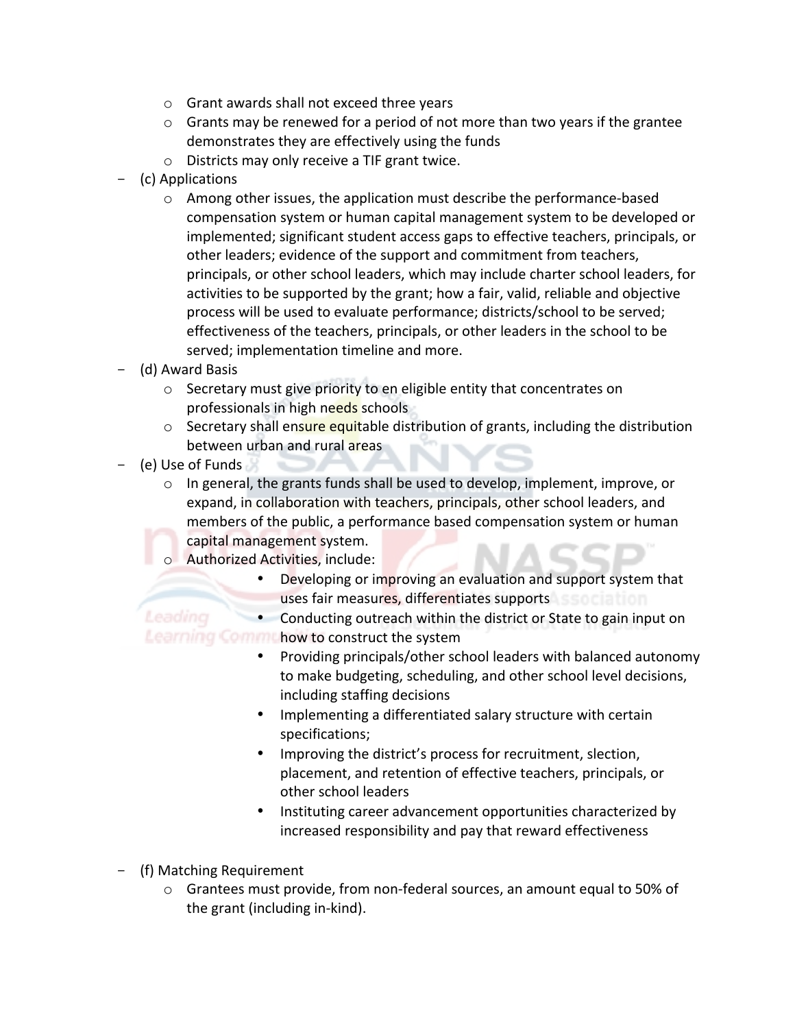- Grant awards shall not exceed three years
  - Grants may be renewed for a period of not more than two years if the grantee demonstrates they are effectively using the funds
  - Districts may only receive a TIF grant twice.
- (c) Applications
  - Among other issues, the application must describe the performance-based compensation system or human capital management system to be developed or implemented; significant student access gaps to effective teachers, principals, or other leaders; evidence of the support and commitment from teachers, principals, or other school leaders, which may include charter school leaders, for activities to be supported by the grant; how a fair, valid, reliable and objective process will be used to evaluate performance; districts/school to be served; effectiveness of the teachers, principals, or other leaders in the school to be served; implementation timeline and more.
- (d) Award Basis
  - Secretary must give priority to en eligible entity that concentrates on professionals in high needs schools
  - Secretary shall ensure equitable distribution of grants, including the distribution between urban and rural areas
- (e) Use of Funds
  - In general, the grants funds shall be used to develop, implement, improve, or expand, in collaboration with teachers, principals, other school leaders, and members of the public, a performance based compensation system or human capital management system.
  - Authorized Activities, include:
    - Developing or improving an evaluation and support system that uses fair measures, differentiates supports
    - Conducting outreach within the district or State to gain input on how to construct the system
    - Providing principals/other school leaders with balanced autonomy to make budgeting, scheduling, and other school level decisions, including staffing decisions
    - Implementing a differentiated salary structure with certain specifications;
    - Improving the district's process for recruitment, slection, placement, and retention of effective teachers, principals, or other school leaders
    - Instituting career advancement opportunities characterized by increased responsibility and pay that reward effectiveness
- (f) Matching Requirement
  - Grantees must provide, from non-federal sources, an amount equal to 50% of the grant (including in-kind).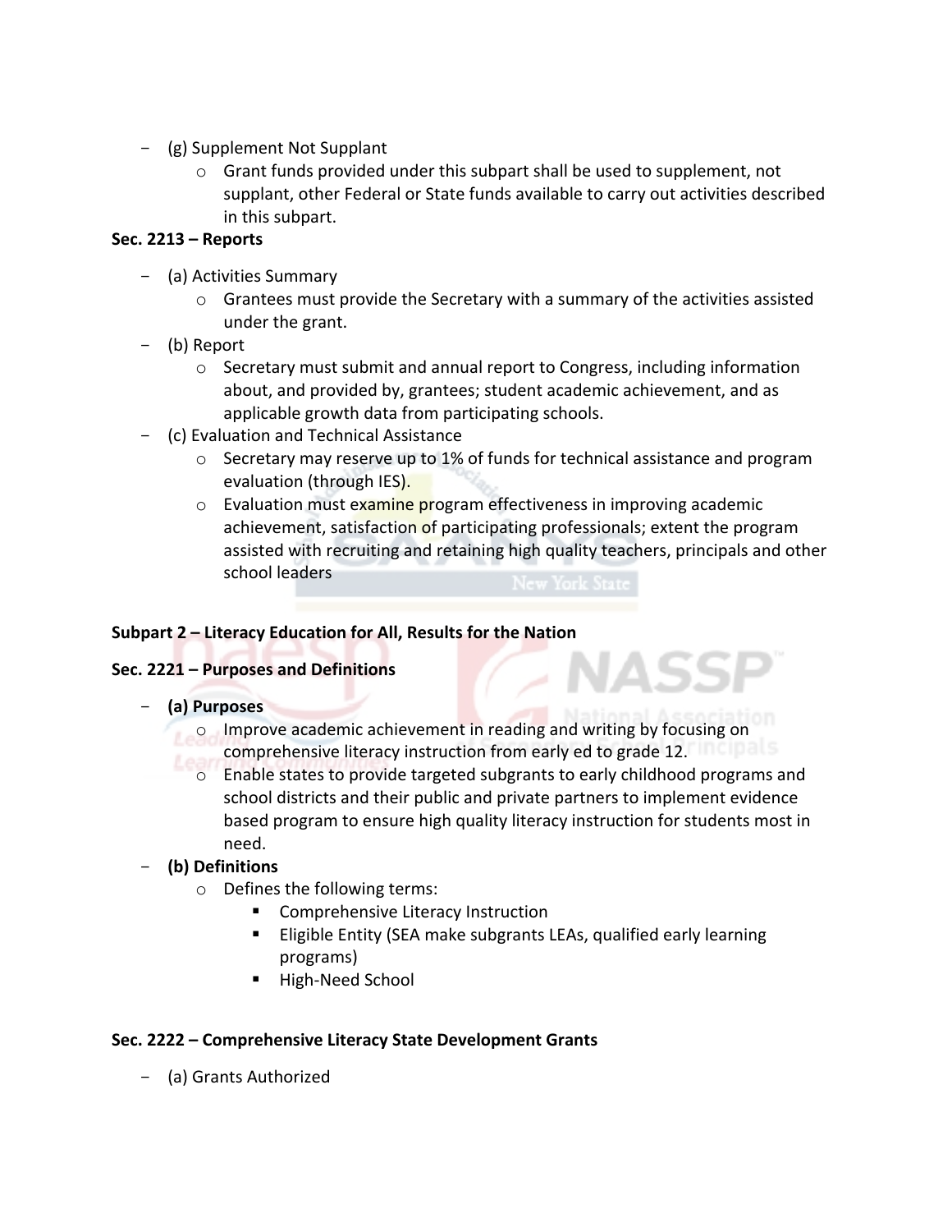- (g) Supplement Not Supplant
    - Grant funds provided under this subpart shall be used to supplement, not supplant, other Federal or State funds available to carry out activities described in this subpart.

**Sec. 2213 – Reports**

- (a) Activities Summary
    - Grantees must provide the Secretary with a summary of the activities assisted under the grant.
- (b) Report
    - Secretary must submit and annual report to Congress, including information about, and provided by, grantees; student academic achievement, and as applicable growth data from participating schools.
- (c) Evaluation and Technical Assistance
    - Secretary may reserve up to 1% of funds for technical assistance and program evaluation (through IES).
    - Evaluation must examine program effectiveness in improving academic achievement, satisfaction of participating professionals; extent the program assisted with recruiting and retaining high quality teachers, principals and other school leaders

**Subpart 2 – Literacy Education for All, Results for the Nation**

**Sec. 2221 – Purposes and Definitions**

- **(a) Purposes**
    - Improve academic achievement in reading and writing by focusing on comprehensive literacy instruction from early ed to grade 12.
    - Enable states to provide targeted subgrants to early childhood programs and school districts and their public and private partners to implement evidence based program to ensure high quality literacy instruction for students most in need.
- **(b) Definitions**
    - Defines the following terms:
        - Comprehensive Literacy Instruction
        - Eligible Entity (SEA make subgrants LEAs, qualified early learning programs)
        - High-Need School

**Sec. 2222 – Comprehensive Literacy State Development Grants**

- (a) Grants Authorized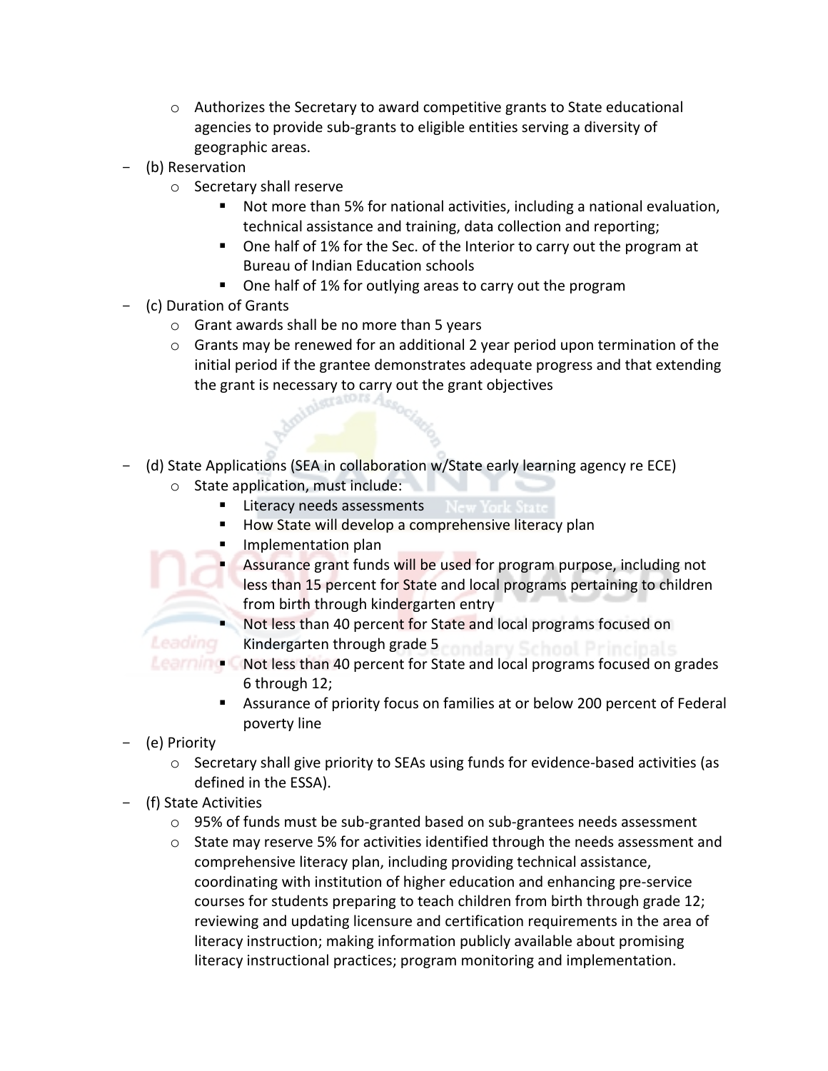- Authorizes the Secretary to award competitive grants to State educational agencies to provide sub-grants to eligible entities serving a diversity of geographic areas.

- (b) Reservation
  - Secretary shall reserve
    - Not more than 5% for national activities, including a national evaluation, technical assistance and training, data collection and reporting;
    - One half of 1% for the Sec. of the Interior to carry out the program at Bureau of Indian Education schools
    - One half of 1% for outlying areas to carry out the program
- (c) Duration of Grants
  - Grant awards shall be no more than 5 years
  - Grants may be renewed for an additional 2 year period upon termination of the initial period if the grantee demonstrates adequate progress and that extending the grant is necessary to carry out the grant objectives

- (d) State Applications (SEA in collaboration w/State early learning agency re ECE)
  - State application, must include:
    - Literacy needs assessments
    - How State will develop a comprehensive literacy plan
    - Implementation plan
    - Assurance grant funds will be used for program purpose, including not less than 15 percent for State and local programs pertaining to children from birth through kindergarten entry
    - Not less than 40 percent for State and local programs focused on Kindergarten through grade 5
    - Not less than 40 percent for State and local programs focused on grades 6 through 12;
    - Assurance of priority focus on families at or below 200 percent of Federal poverty line
- (e) Priority
  - Secretary shall give priority to SEAs using funds for evidence-based activities (as defined in the ESSA).
- (f) State Activities
  - 95% of funds must be sub-granted based on sub-grantees needs assessment
  - State may reserve 5% for activities identified through the needs assessment and comprehensive literacy plan, including providing technical assistance, coordinating with institution of higher education and enhancing pre-service courses for students preparing to teach children from birth through grade 12; reviewing and updating licensure and certification requirements in the area of literacy instruction; making information publicly available about promising literacy instructional practices; program monitoring and implementation.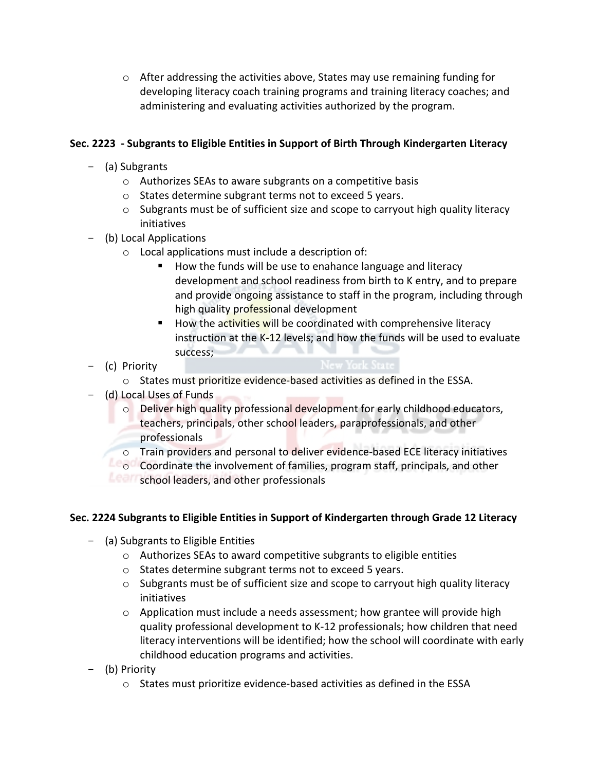- After addressing the activities above, States may use remaining funding for developing literacy coach training programs and training literacy coaches; and administering and evaluating activities authorized by the program.

**Sec. 2223 - Subgrants to Eligible Entities in Support of Birth Through Kindergarten Literacy**

- (a) Subgrants
  - Authorizes SEAs to aware subgrants on a competitive basis
  - States determine subgrant terms not to exceed 5 years.
  - Subgrants must be of sufficient size and scope to carryout high quality literacy initiatives
- (b) Local Applications
  - Local applications must include a description of:
    - How the funds will be use to enahance language and literacy development and school readiness from birth to K entry, and to prepare and provide ongoing assistance to staff in the program, including through high quality professional development
    - How the activities will be coordinated with comprehensive literacy instruction at the K-12 levels; and how the funds will be used to evaluate success;
- (c) Priority
  - States must prioritize evidence-based activities as defined in the ESSA.
- (d) Local Uses of Funds
  - Deliver high quality professional development for early childhood educators, teachers, principals, other school leaders, paraprofessionals, and other professionals
  - Train providers and personal to deliver evidence-based ECE literacy initiatives
  - Coordinate the involvement of families, program staff, principals, and other school leaders, and other professionals

**Sec. 2224 Subgrants to Eligible Entities in Support of Kindergarten through Grade 12 Literacy**

- (a) Subgrants to Eligible Entities
  - Authorizes SEAs to award competitive subgrants to eligible entities
  - States determine subgrant terms not to exceed 5 years.
  - Subgrants must be of sufficient size and scope to carryout high quality literacy initiatives
  - Application must include a needs assessment; how grantee will provide high quality professional development to K-12 professionals; how children that need literacy interventions will be identified; how the school will coordinate with early childhood education programs and activities.
- (b) Priority
  - States must prioritize evidence-based activities as defined in the ESSA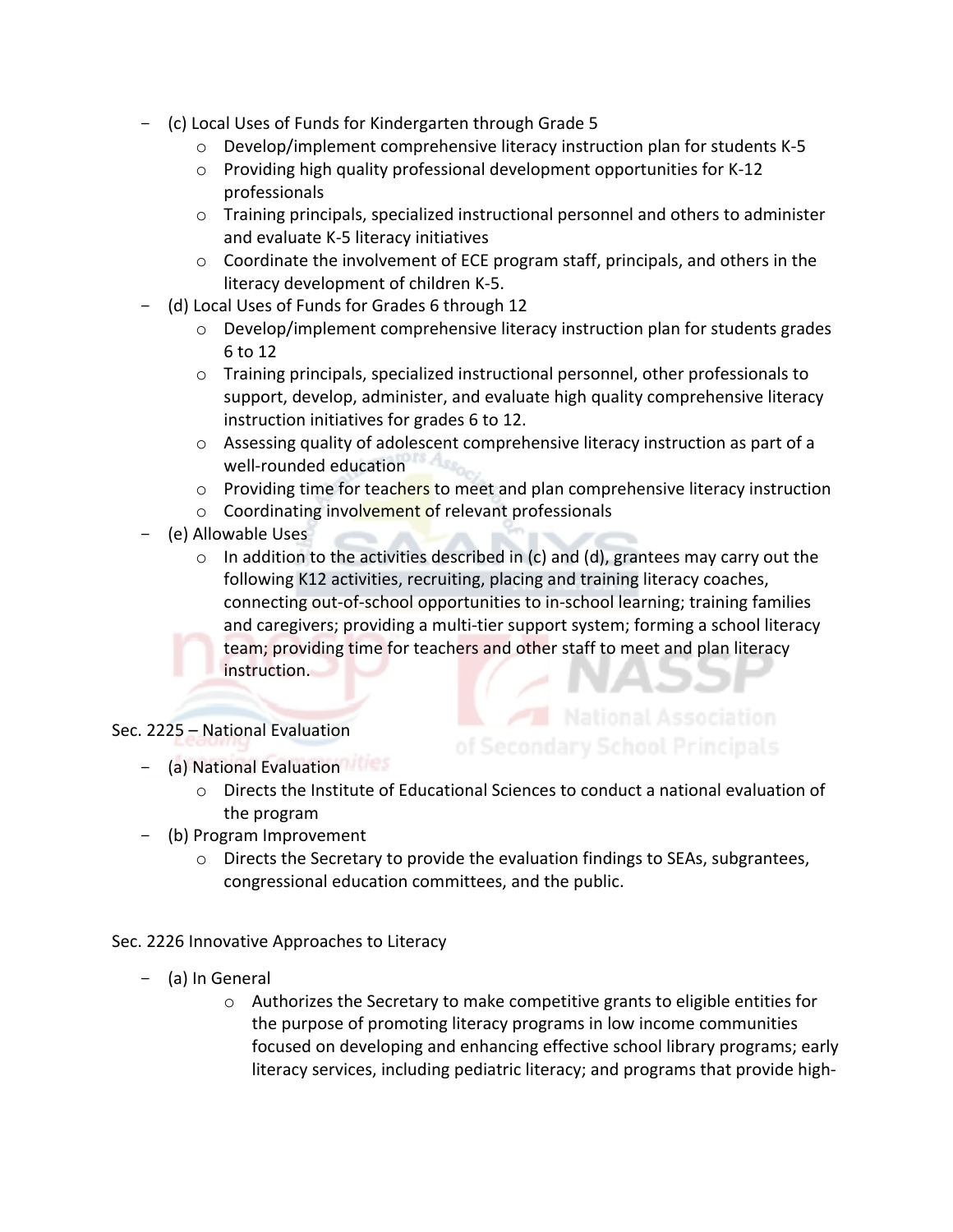- (c) Local Uses of Funds for Kindergarten through Grade 5
  - Develop/implement comprehensive literacy instruction plan for students K-5
  - Providing high quality professional development opportunities for K-12 professionals
  - Training principals, specialized instructional personnel and others to administer and evaluate K-5 literacy initiatives
  - Coordinate the involvement of ECE program staff, principals, and others in the literacy development of children K-5.
- (d) Local Uses of Funds for Grades 6 through 12
  - Develop/implement comprehensive literacy instruction plan for students grades 6 to 12
  - Training principals, specialized instructional personnel, other professionals to support, develop, administer, and evaluate high quality comprehensive literacy instruction initiatives for grades 6 to 12.
  - Assessing quality of adolescent comprehensive literacy instruction as part of a well-rounded education
  - Providing time for teachers to meet and plan comprehensive literacy instruction
  - Coordinating involvement of relevant professionals
- (e) Allowable Uses
  - In addition to the activities described in (c) and (d), grantees may carry out the following K12 activities, recruiting, placing and training literacy coaches, connecting out-of-school opportunities to in-school learning; training families and caregivers; providing a multi-tier support system; forming a school literacy team; providing time for teachers and other staff to meet and plan literacy instruction.

Sec. 2225 – National Evaluation

- (a) National Evaluation
  - Directs the Institute of Educational Sciences to conduct a national evaluation of the program
- (b) Program Improvement
  - Directs the Secretary to provide the evaluation findings to SEAs, subgrantees, congressional education committees, and the public.

Sec. 2226 Innovative Approaches to Literacy

- (a) In General
  - Authorizes the Secretary to make competitive grants to eligible entities for the purpose of promoting literacy programs in low income communities focused on developing and enhancing effective school library programs; early literacy services, including pediatric literacy; and programs that provide high-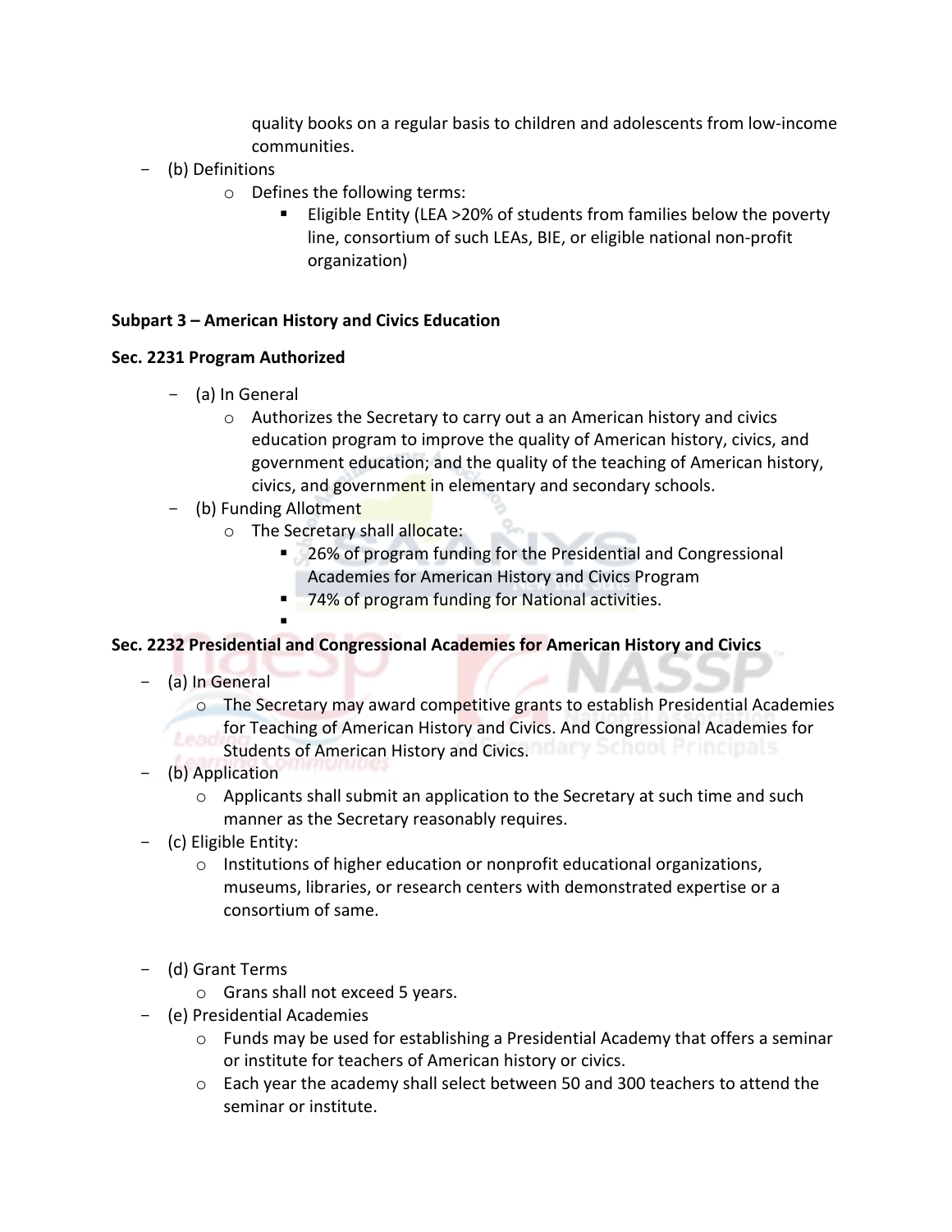quality books on a regular basis to children and adolescents from low-income communities.

- (b) Definitions
  - Defines the following terms:
    - Eligible Entity (LEA >20% of students from families below the poverty line, consortium of such LEAs, BIE, or eligible national non-profit organization)

**Subpart 3 – American History and Civics Education**

**Sec. 2231 Program Authorized**

- (a) In General
  - Authorizes the Secretary to carry out a an American history and civics education program to improve the quality of American history, civics, and government education; and the quality of the teaching of American history, civics, and government in elementary and secondary schools.
- (b) Funding Allotment
  - The Secretary shall allocate:
    - 26% of program funding for the Presidential and Congressional Academies for American History and Civics Program
    - 74% of program funding for National activities.
    -

**Sec. 2232 Presidential and Congressional Academies for American History and Civics**

- (a) In General
  - The Secretary may award competitive grants to establish Presidential Academies for Teaching of American History and Civics. And Congressional Academies for Students of American History and Civics.
- (b) Application
  - Applicants shall submit an application to the Secretary at such time and such manner as the Secretary reasonably requires.
- (c) Eligible Entity:
  - Institutions of higher education or nonprofit educational organizations, museums, libraries, or research centers with demonstrated expertise or a consortium of same.
- (d) Grant Terms
  - Grans shall not exceed 5 years.
- (e) Presidential Academies
  - Funds may be used for establishing a Presidential Academy that offers a seminar or institute for teachers of American history or civics.
  - Each year the academy shall select between 50 and 300 teachers to attend the seminar or institute.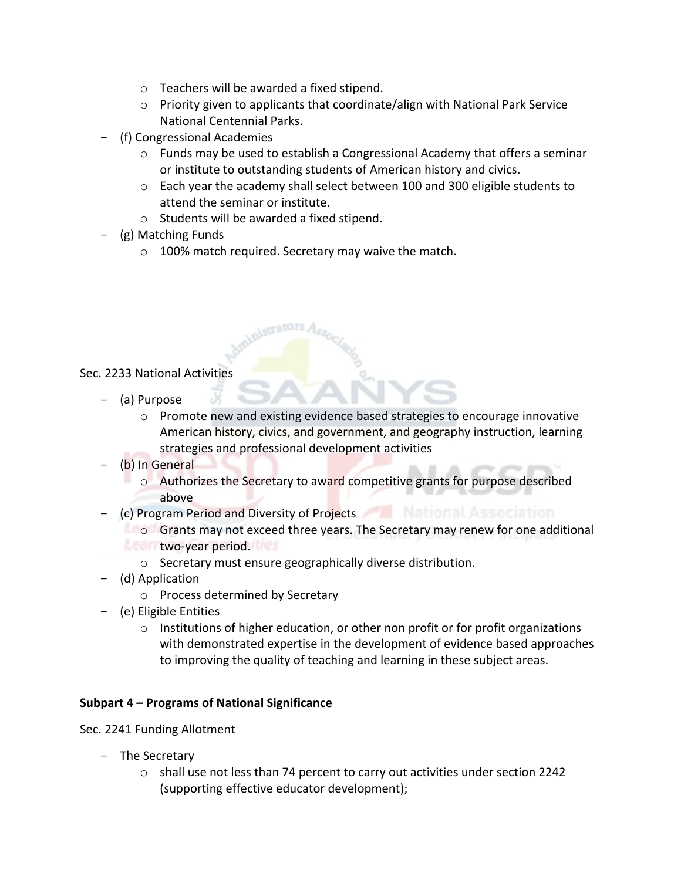- Teachers will be awarded a fixed stipend.
  - Priority given to applicants that coordinate/align with National Park Service National Centennial Parks.
- (f) Congressional Academies
  - Funds may be used to establish a Congressional Academy that offers a seminar or institute to outstanding students of American history and civics.
  - Each year the academy shall select between 100 and 300 eligible students to attend the seminar or institute.
  - Students will be awarded a fixed stipend.
- (g) Matching Funds
  - 100% match required. Secretary may waive the match.

Sec. 2233 National Activities

- (a) Purpose
  - Promote new and existing evidence based strategies to encourage innovative American history, civics, and government, and geography instruction, learning strategies and professional development activities
- (b) In General
  - Authorizes the Secretary to award competitive grants for purpose described above
- (c) Program Period and Diversity of Projects
  - Grants may not exceed three years. The Secretary may renew for one additional two-year period.
  - Secretary must ensure geographically diverse distribution.
- (d) Application
  - Process determined by Secretary
- (e) Eligible Entities
  - Institutions of higher education, or other non profit or for profit organizations with demonstrated expertise in the development of evidence based approaches to improving the quality of teaching and learning in these subject areas.

**Subpart 4 – Programs of National Significance**

Sec. 2241 Funding Allotment

- The Secretary
  - shall use not less than 74 percent to carry out activities under section 2242 (supporting effective educator development);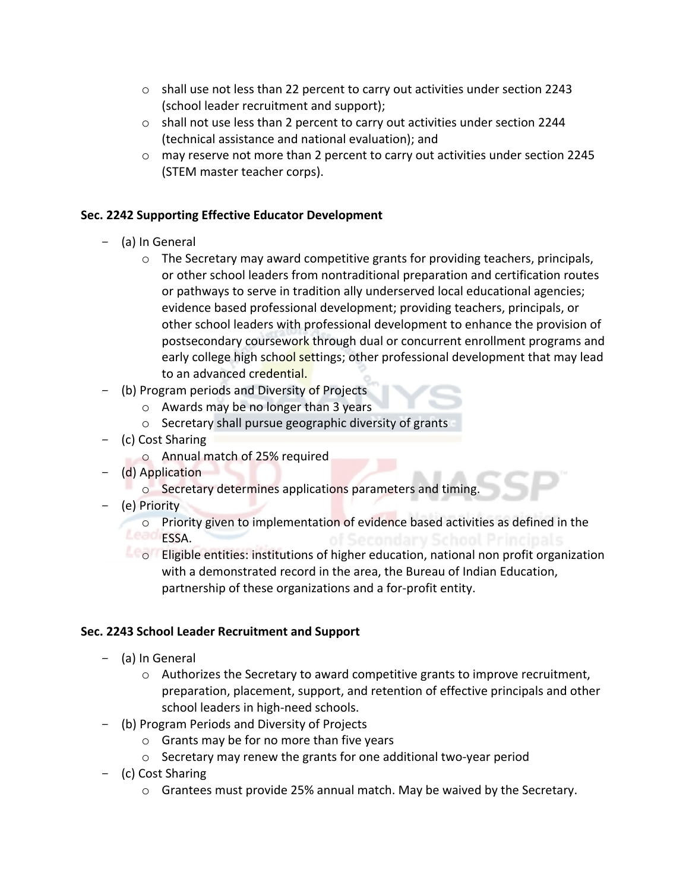- shall use not less than 22 percent to carry out activities under section 2243 (school leader recruitment and support);
- shall not use less than 2 percent to carry out activities under section 2244 (technical assistance and national evaluation); and
- may reserve not more than 2 percent to carry out activities under section 2245 (STEM master teacher corps).

**Sec. 2242 Supporting Effective Educator Development**

- (a) In General
  - The Secretary may award competitive grants for providing teachers, principals, or other school leaders from nontraditional preparation and certification routes or pathways to serve in tradition ally underserved local educational agencies; evidence based professional development; providing teachers, principals, or other school leaders with professional development to enhance the provision of postsecondary coursework through dual or concurrent enrollment programs and early college high school settings; other professional development that may lead to an advanced credential.
- (b) Program periods and Diversity of Projects
  - Awards may be no longer than 3 years
  - Secretary shall pursue geographic diversity of grants
- (c) Cost Sharing
  - Annual match of 25% required
- (d) Application
  - Secretary determines applications parameters and timing.
- (e) Priority
  - Priority given to implementation of evidence based activities as defined in the ESSA.
  - Eligible entities: institutions of higher education, national non profit organization with a demonstrated record in the area, the Bureau of Indian Education, partnership of these organizations and a for-profit entity.

**Sec. 2243 School Leader Recruitment and Support**

- (a) In General
  - Authorizes the Secretary to award competitive grants to improve recruitment, preparation, placement, support, and retention of effective principals and other school leaders in high-need schools.
- (b) Program Periods and Diversity of Projects
  - Grants may be for no more than five years
  - Secretary may renew the grants for one additional two-year period
- (c) Cost Sharing
  - Grantees must provide 25% annual match. May be waived by the Secretary.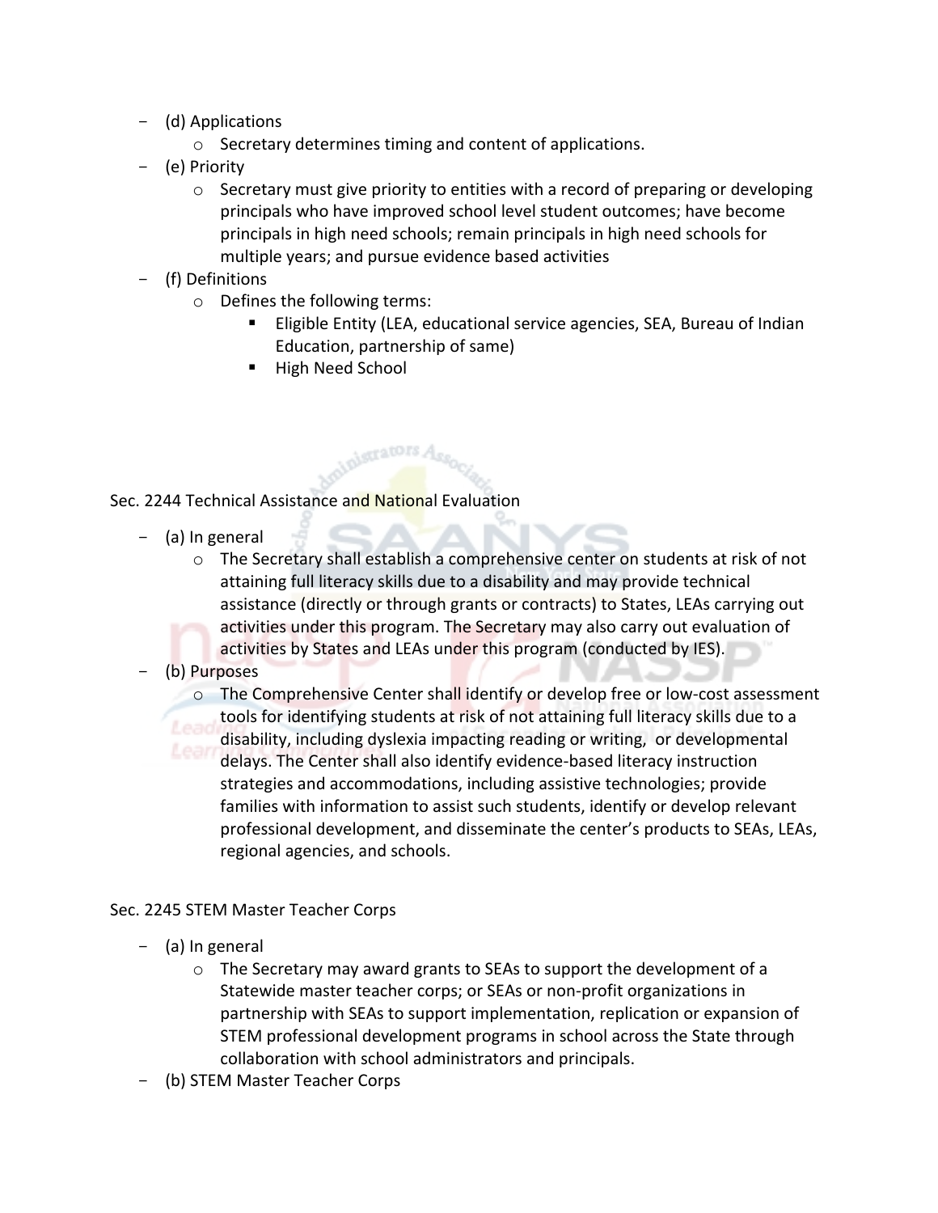- (d) Applications
  - Secretary determines timing and content of applications.
- (e) Priority
  - Secretary must give priority to entities with a record of preparing or developing principals who have improved school level student outcomes; have become principals in high need schools; remain principals in high need schools for multiple years; and pursue evidence based activities
- (f) Definitions
  - Defines the following terms:
    - Eligible Entity (LEA, educational service agencies, SEA, Bureau of Indian Education, partnership of same)
    - High Need School

Sec. 2244 Technical Assistance and National Evaluation

- (a) In general
  - The Secretary shall establish a comprehensive center on students at risk of not attaining full literacy skills due to a disability and may provide technical assistance (directly or through grants or contracts) to States, LEAs carrying out activities under this program. The Secretary may also carry out evaluation of activities by States and LEAs under this program (conducted by IES).
- (b) Purposes
  - The Comprehensive Center shall identify or develop free or low-cost assessment tools for identifying students at risk of not attaining full literacy skills due to a disability, including dyslexia impacting reading or writing, or developmental delays. The Center shall also identify evidence-based literacy instruction strategies and accommodations, including assistive technologies; provide families with information to assist such students, identify or develop relevant professional development, and disseminate the center's products to SEAs, LEAs, regional agencies, and schools.

Sec. 2245 STEM Master Teacher Corps

- (a) In general
  - The Secretary may award grants to SEAs to support the development of a Statewide master teacher corps; or SEAs or non-profit organizations in partnership with SEAs to support implementation, replication or expansion of STEM professional development programs in school across the State through collaboration with school administrators and principals.
- (b) STEM Master Teacher Corps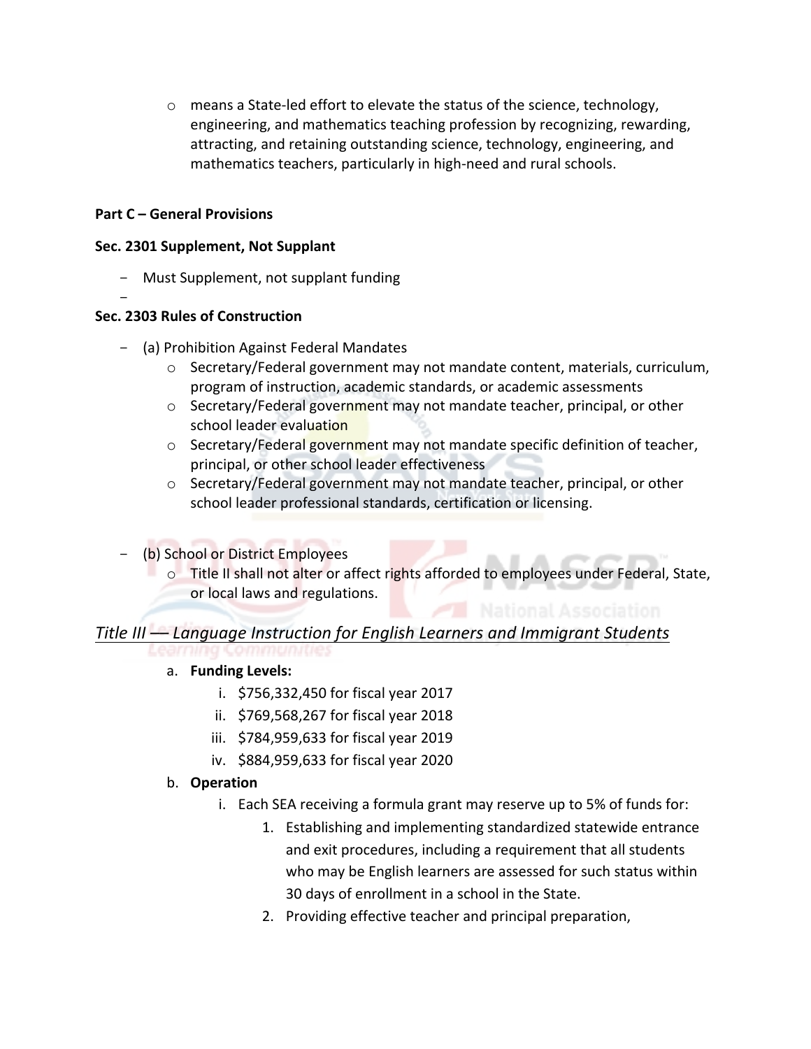- means a State-led effort to elevate the status of the science, technology, engineering, and mathematics teaching profession by recognizing, rewarding, attracting, and retaining outstanding science, technology, engineering, and mathematics teachers, particularly in high-need and rural schools.

**Part C – General Provisions**

**Sec. 2301 Supplement, Not Supplant**

- Must Supplement, not supplant funding
-

**Sec. 2303 Rules of Construction**

- (a) Prohibition Against Federal Mandates
  - Secretary/Federal government may not mandate content, materials, curriculum, program of instruction, academic standards, or academic assessments
  - Secretary/Federal government may not mandate teacher, principal, or other school leader evaluation
  - Secretary/Federal government may not mandate specific definition of teacher, principal, or other school leader effectiveness
  - Secretary/Federal government may not mandate teacher, principal, or other school leader professional standards, certification or licensing.

- (b) School or District Employees
  - Title II shall not alter or affect rights afforded to employees under Federal, State, or local laws and regulations.

## *Title III –– Language Instruction for English Learners and Immigrant Students*

a. **Funding Levels:**
   i. $756,332,450 for fiscal year 2017
   ii. $769,568,267 for fiscal year 2018
   iii. $784,959,633 for fiscal year 2019
   iv. $884,959,633 for fiscal year 2020

b. **Operation**
   i. Each SEA receiving a formula grant may reserve up to 5% of funds for:
      1. Establishing and implementing standardized statewide entrance and exit procedures, including a requirement that all students who may be English learners are assessed for such status within 30 days of enrollment in a school in the State.
      2. Providing effective teacher and principal preparation,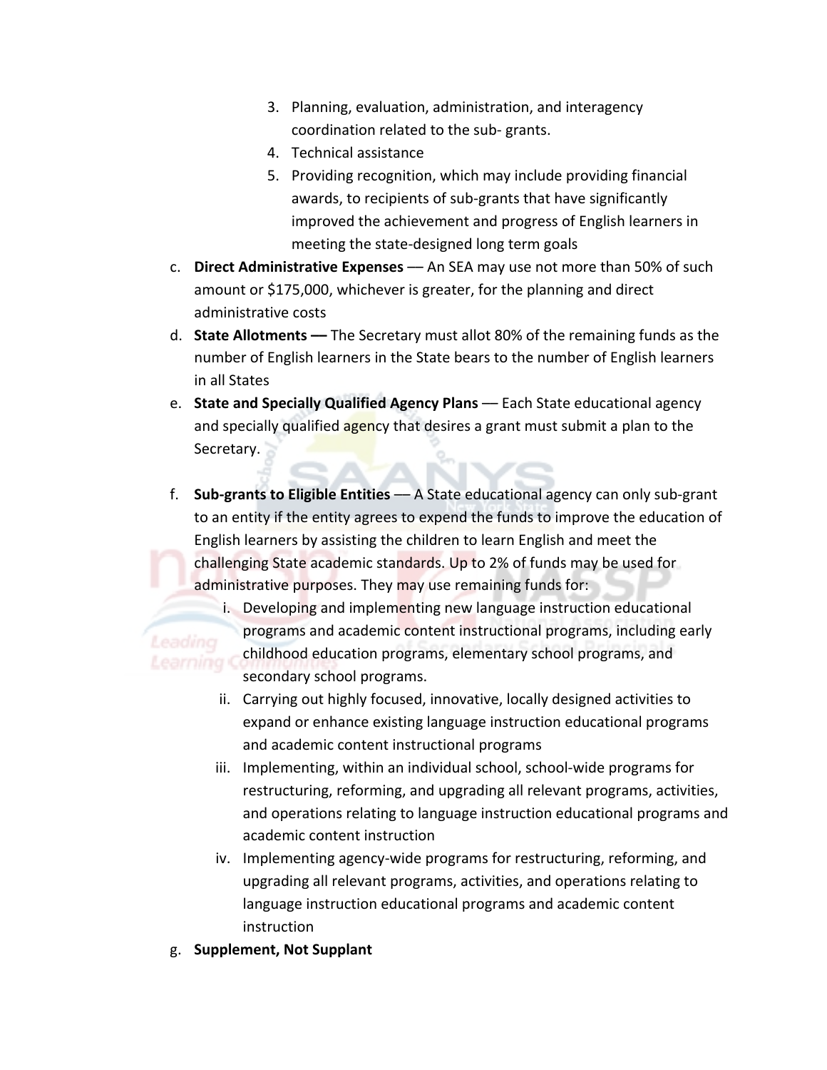3. Planning, evaluation, administration, and interagency coordination related to the sub- grants.
4. Technical assistance
5. Providing recognition, which may include providing financial awards, to recipients of sub-grants that have significantly improved the achievement and progress of English learners in meeting the state-designed long term goals

c. **Direct Administrative Expenses** –– An SEA may use not more than 50% of such amount or $175,000, whichever is greater, for the planning and direct administrative costs

d. **State Allotments ––** The Secretary must allot 80% of the remaining funds as the number of English learners in the State bears to the number of English learners in all States

e. **State and Specially Qualified Agency Plans** –– Each State educational agency and specially qualified agency that desires a grant must submit a plan to the Secretary.

f. **Sub-grants to Eligible Entities** –– A State educational agency can only sub-grant to an entity if the entity agrees to expend the funds to improve the education of English learners by assisting the children to learn English and meet the challenging State academic standards. Up to 2% of funds may be used for administrative purposes. They may use remaining funds for:
   i. Developing and implementing new language instruction educational programs and academic content instructional programs, including early childhood education programs, elementary school programs, and secondary school programs.
   ii. Carrying out highly focused, innovative, locally designed activities to expand or enhance existing language instruction educational programs and academic content instructional programs
   iii. Implementing, within an individual school, school-wide programs for restructuring, reforming, and upgrading all relevant programs, activities, and operations relating to language instruction educational programs and academic content instruction
   iv. Implementing agency-wide programs for restructuring, reforming, and upgrading all relevant programs, activities, and operations relating to language instruction educational programs and academic content instruction

g. **Supplement, Not Supplant**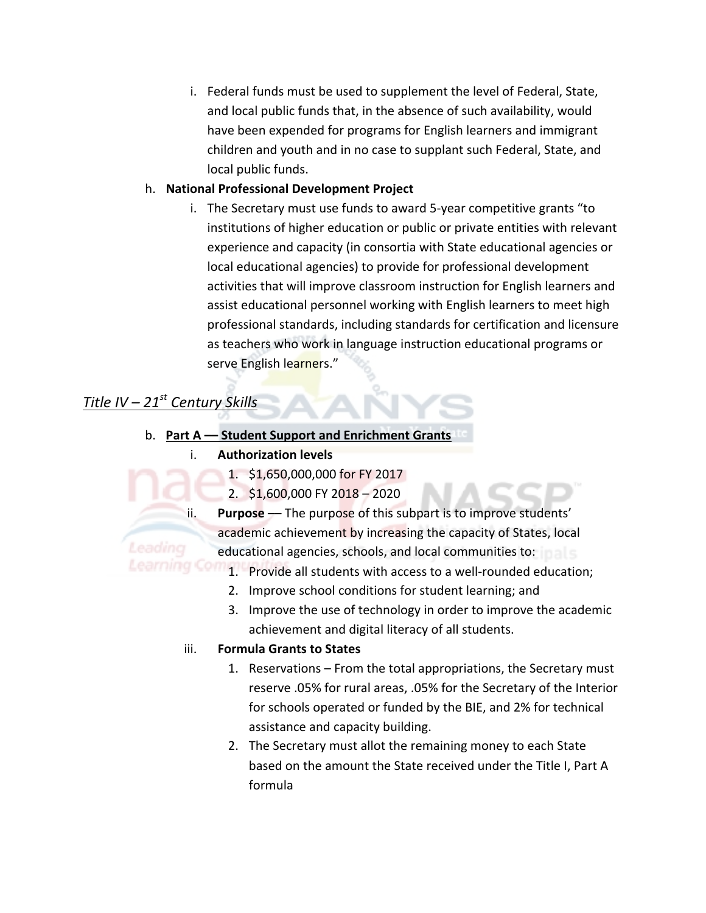i. Federal funds must be used to supplement the level of Federal, State, and local public funds that, in the absence of such availability, would have been expended for programs for English learners and immigrant children and youth and in no case to supplant such Federal, State, and local public funds.

h. **National Professional Development Project**

i. The Secretary must use funds to award 5-year competitive grants "to institutions of higher education or public or private entities with relevant experience and capacity (in consortia with State educational agencies or local educational agencies) to provide for professional development activities that will improve classroom instruction for English learners and assist educational personnel working with English learners to meet high professional standards, including standards for certification and licensure as teachers who work in language instruction educational programs or serve English learners."

## *Title IV – 21st Century Skills*

b. **Part A — Student Support and Enrichment Grants**

i. **Authorization levels**

1. $1,650,000,000 for FY 2017
2. $1,600,000 FY 2018 – 2020

ii. **Purpose** — The purpose of this subpart is to improve students' academic achievement by increasing the capacity of States, local educational agencies, schools, and local communities to:

1. Provide all students with access to a well-rounded education;
2. Improve school conditions for student learning; and
3. Improve the use of technology in order to improve the academic achievement and digital literacy of all students.

iii. **Formula Grants to States**

1. Reservations – From the total appropriations, the Secretary must reserve .05% for rural areas, .05% for the Secretary of the Interior for schools operated or funded by the BIE, and 2% for technical assistance and capacity building.
2. The Secretary must allot the remaining money to each State based on the amount the State received under the Title I, Part A formula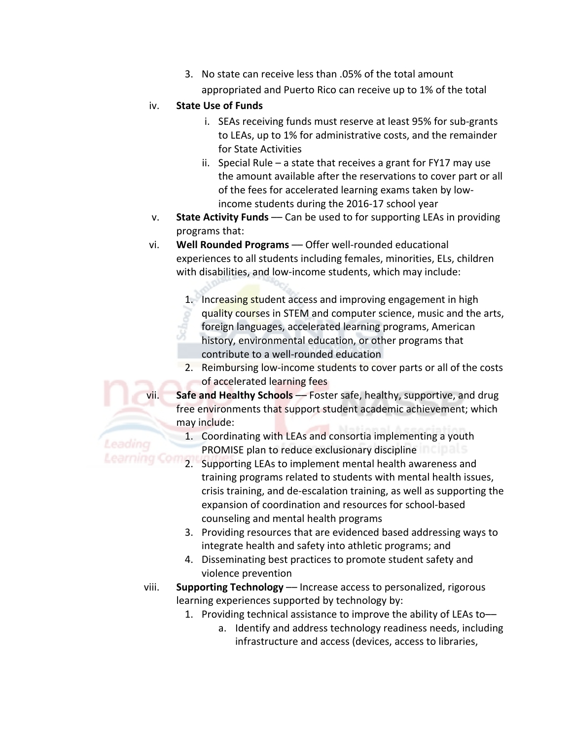3. No state can receive less than .05% of the total amount appropriated and Puerto Rico can receive up to 1% of the total

iv. **State Use of Funds**

  i. SEAs receiving funds must reserve at least 95% for sub-grants to LEAs, up to 1% for administrative costs, and the remainder for State Activities
  ii. Special Rule – a state that receives a grant for FY17 may use the amount available after the reservations to cover part or all of the fees for accelerated learning exams taken by low-income students during the 2016-17 school year

v. **State Activity Funds** –– Can be used to for supporting LEAs in providing programs that:

vi. **Well Rounded Programs** –– Offer well-rounded educational experiences to all students including females, minorities, ELs, children with disabilities, and low-income students, which may include:

  1. Increasing student access and improving engagement in high quality courses in STEM and computer science, music and the arts, foreign languages, accelerated learning programs, American history, environmental education, or other programs that contribute to a well-rounded education
  2. Reimbursing low-income students to cover parts or all of the costs of accelerated learning fees

vii. **Safe and Healthy Schools** –– Foster safe, healthy, supportive, and drug free environments that support student academic achievement; which may include:

  1. Coordinating with LEAs and consortia implementing a youth PROMISE plan to reduce exclusionary discipline
  2. Supporting LEAs to implement mental health awareness and training programs related to students with mental health issues, crisis training, and de-escalation training, as well as supporting the expansion of coordination and resources for school-based counseling and mental health programs
  3. Providing resources that are evidenced based addressing ways to integrate health and safety into athletic programs; and
  4. Disseminating best practices to promote student safety and violence prevention

viii. **Supporting Technology** –– Increase access to personalized, rigorous learning experiences supported by technology by:

  1. Providing technical assistance to improve the ability of LEAs to––
     a. Identify and address technology readiness needs, including infrastructure and access (devices, access to libraries,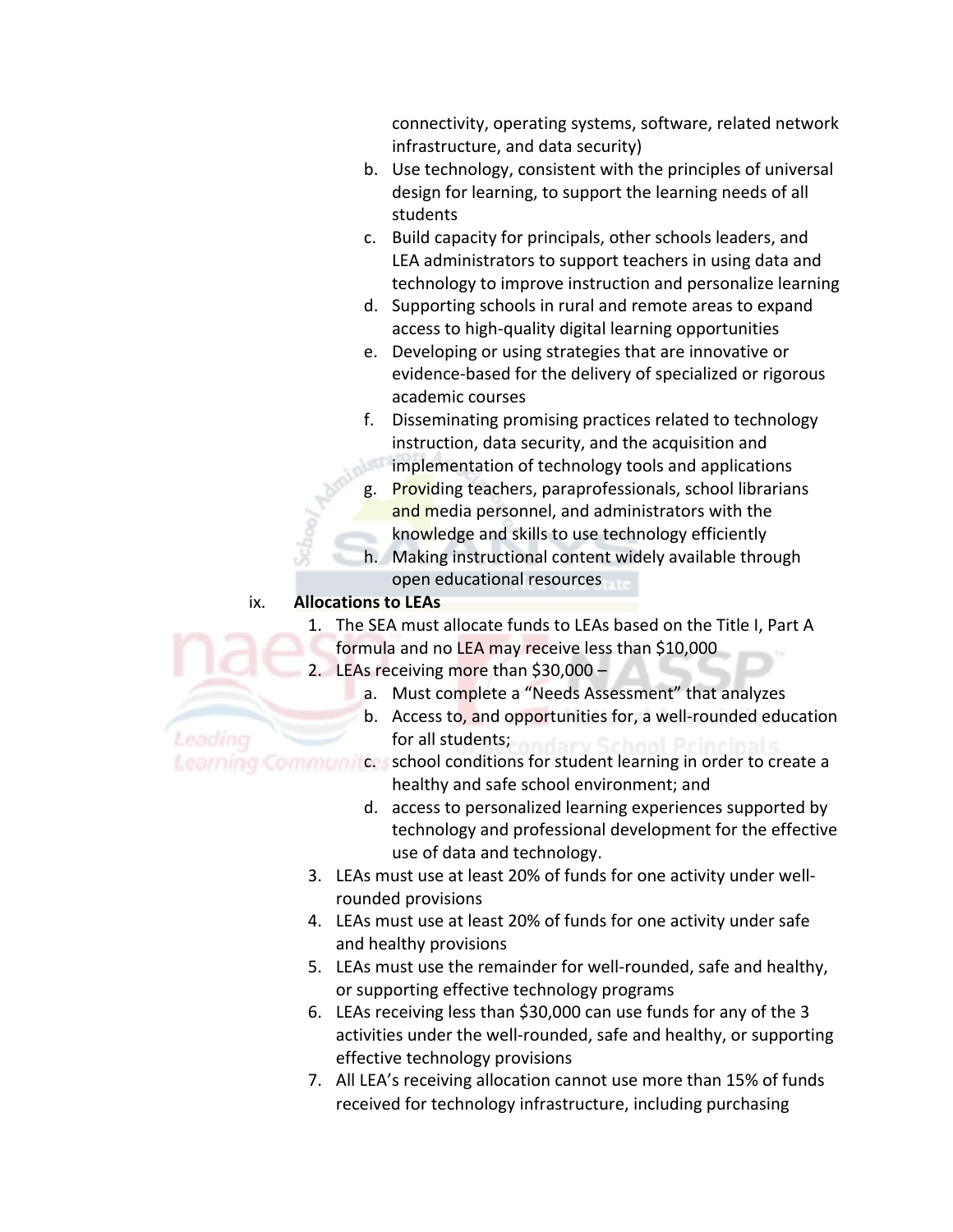connectivity, operating systems, software, related network infrastructure, and data security)

   b. Use technology, consistent with the principles of universal design for learning, to support the learning needs of all students
   c. Build capacity for principals, other schools leaders, and LEA administrators to support teachers in using data and technology to improve instruction and personalize learning
   d. Supporting schools in rural and remote areas to expand access to high-quality digital learning opportunities
   e. Developing or using strategies that are innovative or evidence-based for the delivery of specialized or rigorous academic courses
   f. Disseminating promising practices related to technology instruction, data security, and the acquisition and implementation of technology tools and applications
   g. Providing teachers, paraprofessionals, school librarians and media personnel, and administrators with the knowledge and skills to use technology efficiently
   h. Making instructional content widely available through open educational resources

ix. **Allocations to LEAs**

1. The SEA must allocate funds to LEAs based on the Title I, Part A formula and no LEA may receive less than $10,000
2. LEAs receiving more than $30,000 –
   a. Must complete a "Needs Assessment" that analyzes
   b. Access to, and opportunities for, a well-rounded education for all students;
   c. school conditions for student learning in order to create a healthy and safe school environment; and
   d. access to personalized learning experiences supported by technology and professional development for the effective use of data and technology.
3. LEAs must use at least 20% of funds for one activity under well-rounded provisions
4. LEAs must use at least 20% of funds for one activity under safe and healthy provisions
5. LEAs must use the remainder for well-rounded, safe and healthy, or supporting effective technology programs
6. LEAs receiving less than $30,000 can use funds for any of the 3 activities under the well-rounded, safe and healthy, or supporting effective technology provisions
7. All LEA's receiving allocation cannot use more than 15% of funds received for technology infrastructure, including purchasing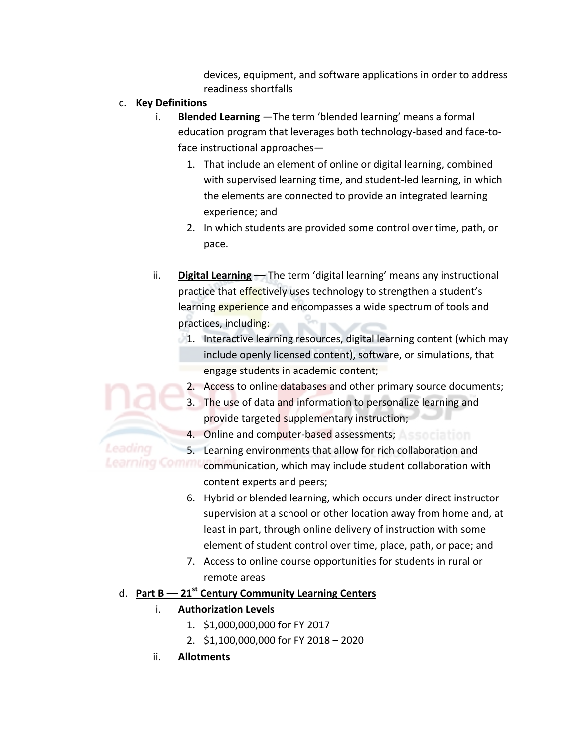devices, equipment, and software applications in order to address readiness shortfalls

c. **Key Definitions**
   i. **Blended Learning** —The term 'blended learning' means a formal education program that leverages both technology-based and face-to-face instructional approaches—
      1. That include an element of online or digital learning, combined with supervised learning time, and student-led learning, in which the elements are connected to provide an integrated learning experience; and
      2. In which students are provided some control over time, path, or pace.

   ii. **Digital Learning —** The term 'digital learning' means any instructional practice that effectively uses technology to strengthen a student's learning experience and encompasses a wide spectrum of tools and practices, including:
      1. Interactive learning resources, digital learning content (which may include openly licensed content), software, or simulations, that engage students in academic content;
      2. Access to online databases and other primary source documents;
      3. The use of data and information to personalize learning and provide targeted supplementary instruction;
      4. Online and computer-based assessments;
      5. Learning environments that allow for rich collaboration and communication, which may include student collaboration with content experts and peers;
      6. Hybrid or blended learning, which occurs under direct instructor supervision at a school or other location away from home and, at least in part, through online delivery of instruction with some element of student control over time, place, path, or pace; and
      7. Access to online course opportunities for students in rural or remote areas

d. **Part B — 21st Century Community Learning Centers**
   i. **Authorization Levels**
      1. $1,000,000,000 for FY 2017
      2. $1,100,000,000 for FY 2018 – 2020
   ii. **Allotments**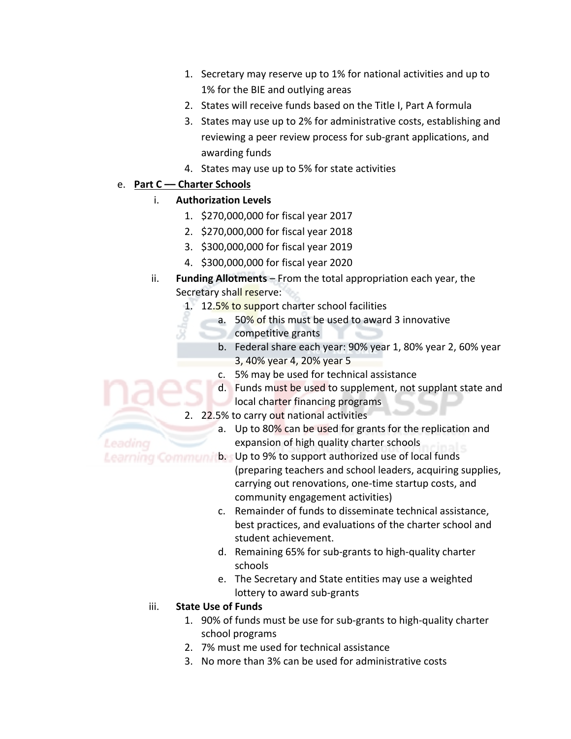1. Secretary may reserve up to 1% for national activities and up to 1% for the BIE and outlying areas
2. States will receive funds based on the Title I, Part A formula
3. States may use up to 2% for administrative costs, establishing and reviewing a peer review process for sub-grant applications, and awarding funds
4. States may use up to 5% for state activities

e. **<u>Part C –– Charter Schools</u>**

   i. **Authorization Levels**
      1. $270,000,000 for fiscal year 2017
      2. $270,000,000 for fiscal year 2018
      3. $300,000,000 for fiscal year 2019
      4. $300,000,000 for fiscal year 2020

   ii. **Funding Allotments** – From the total appropriation each year, the Secretary shall reserve:
      1. 12.5% to support charter school facilities
         a. 50% of this must be used to award 3 innovative competitive grants
         b. Federal share each year: 90% year 1, 80% year 2, 60% year 3, 40% year 4, 20% year 5
         c. 5% may be used for technical assistance
         d. Funds must be used to supplement, not supplant state and local charter financing programs
      2. 22.5% to carry out national activities
         a. Up to 80% can be used for grants for the replication and expansion of high quality charter schools
         b. Up to 9% to support authorized use of local funds (preparing teachers and school leaders, acquiring supplies, carrying out renovations, one-time startup costs, and community engagement activities)
         c. Remainder of funds to disseminate technical assistance, best practices, and evaluations of the charter school and student achievement.
         d. Remaining 65% for sub-grants to high-quality charter schools
         e. The Secretary and State entities may use a weighted lottery to award sub-grants

   iii. **State Use of Funds**
      1. 90% of funds must be use for sub-grants to high-quality charter school programs
      2. 7% must me used for technical assistance
      3. No more than 3% can be used for administrative costs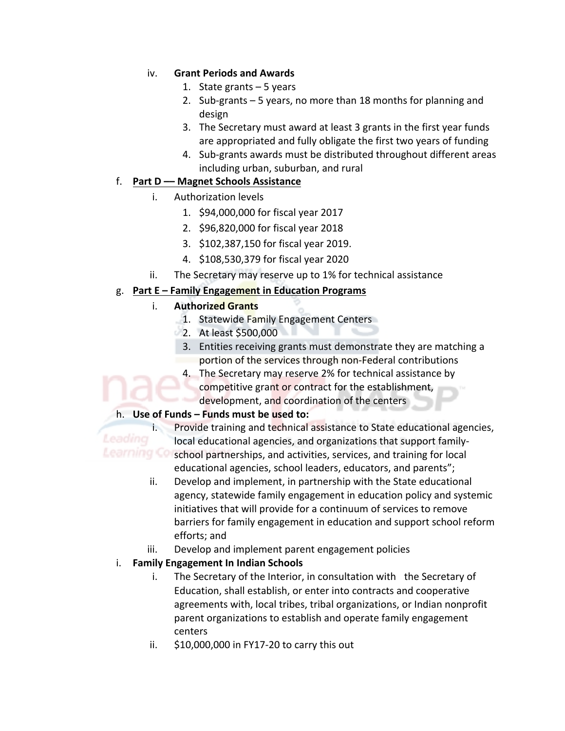iv. **Grant Periods and Awards**
   1. State grants – 5 years
   2. Sub-grants – 5 years, no more than 18 months for planning and design
   3. The Secretary must award at least 3 grants in the first year funds are appropriated and fully obligate the first two years of funding
   4. Sub-grants awards must be distributed throughout different areas including urban, suburban, and rural

f. **<u>Part D –– Magnet Schools Assistance</u>**
   i. Authorization levels
      1. $94,000,000 for fiscal year 2017
      2. $96,820,000 for fiscal year 2018
      3. $102,387,150 for fiscal year 2019.
      4. $108,530,379 for fiscal year 2020
   ii. The Secretary may reserve up to 1% for technical assistance

g. **<u>Part E – Family Engagement in Education Programs</u>**
   i. **Authorized Grants**
      1. Statewide Family Engagement Centers
      2. At least $500,000
      3. Entities receiving grants must demonstrate they are matching a portion of the services through non-Federal contributions
      4. The Secretary may reserve 2% for technical assistance by competitive grant or contract for the establishment, development, and coordination of the centers

h. **Use of Funds – Funds must be used to:**
   i. Provide training and technical assistance to State educational agencies, local educational agencies, and organizations that support family-school partnerships, and activities, services, and training for local educational agencies, school leaders, educators, and parents";
   ii. Develop and implement, in partnership with the State educational agency, statewide family engagement in education policy and systemic initiatives that will provide for a continuum of services to remove barriers for family engagement in education and support school reform efforts; and
   iii. Develop and implement parent engagement policies

i. **Family Engagement In Indian Schools**
   i. The Secretary of the Interior, in consultation with the Secretary of Education, shall establish, or enter into contracts and cooperative agreements with, local tribes, tribal organizations, or Indian nonprofit parent organizations to establish and operate family engagement centers
   ii. $10,000,000 in FY17-20 to carry this out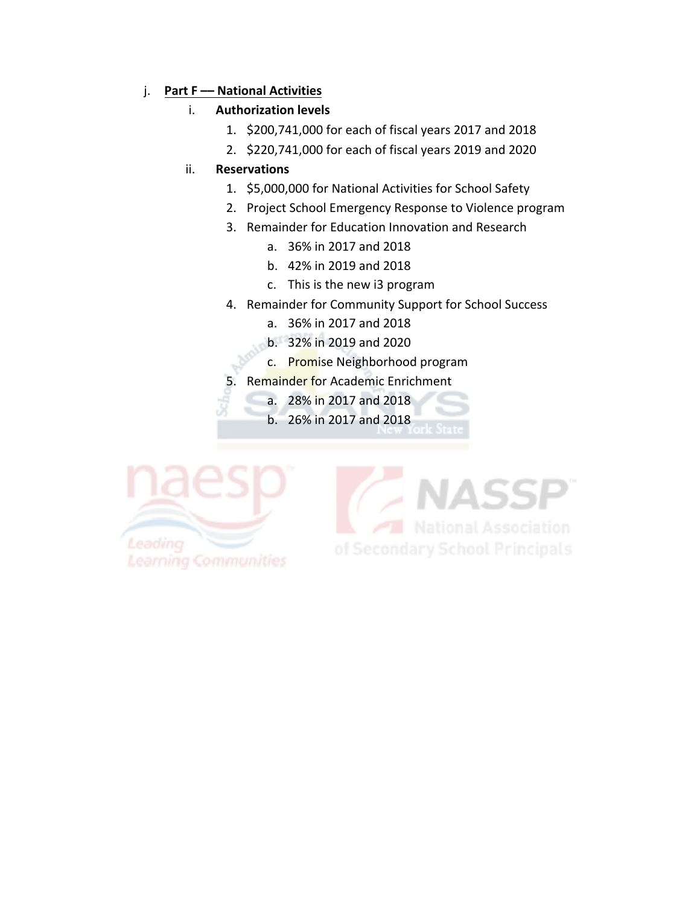j. **Part F –– National Activities**

   i. **Authorization levels**

      1. $200,741,000 for each of fiscal years 2017 and 2018
      2. $220,741,000 for each of fiscal years 2019 and 2020

   ii. **Reservations**

      1. $5,000,000 for National Activities for School Safety
      2. Project School Emergency Response to Violence program
      3. Remainder for Education Innovation and Research
         a. 36% in 2017 and 2018
         b. 42% in 2019 and 2018
         c. This is the new i3 program
      4. Remainder for Community Support for School Success
         a. 36% in 2017 and 2018
         b. 32% in 2019 and 2020
         c. Promise Neighborhood program
      5. Remainder for Academic Enrichment
         a. 28% in 2017 and 2018
         b. 26% in 2017 and 2018